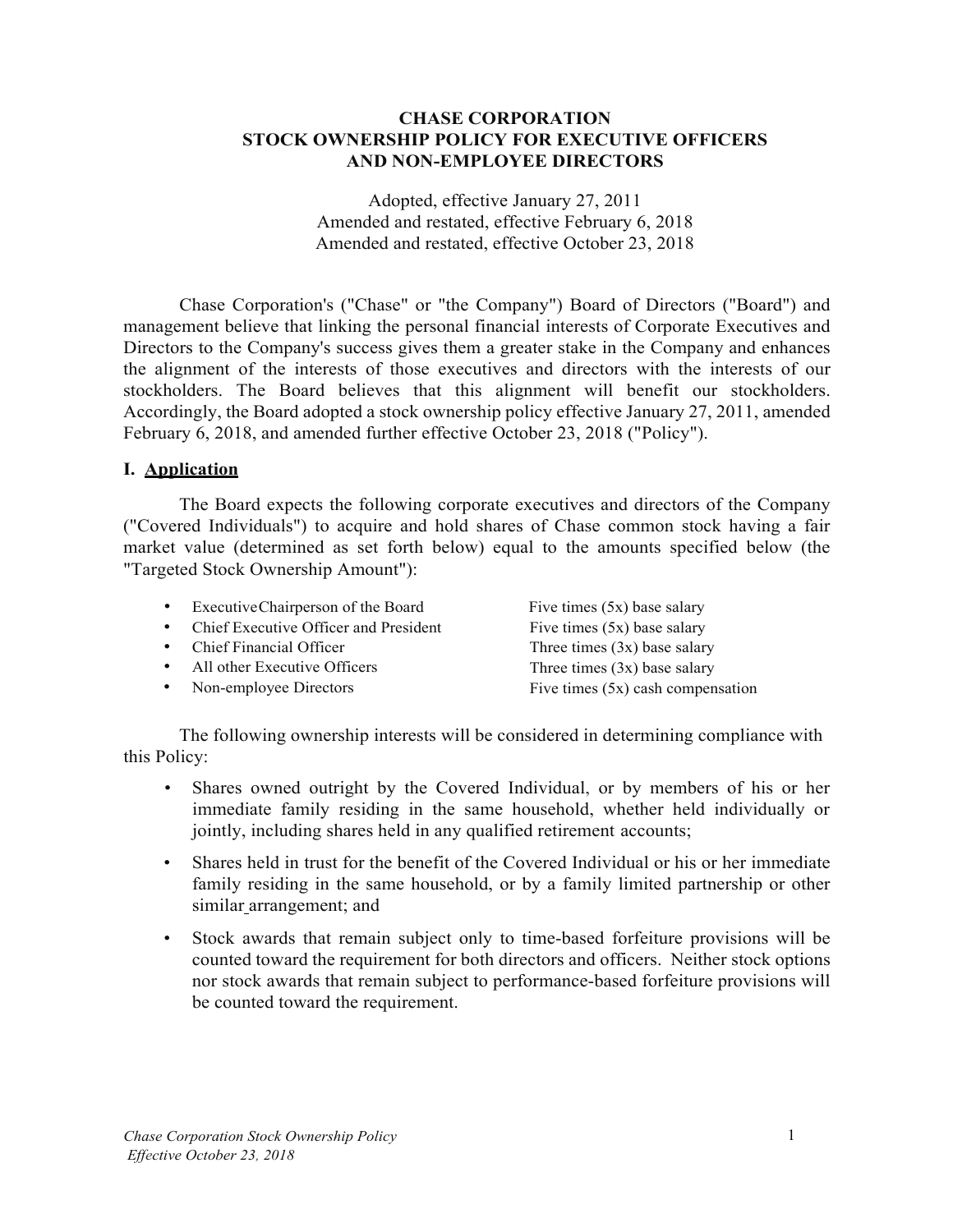# CHASE CORPORATION
# STOCK OWNERSHIP POLICY FOR EXECUTIVE OFFICERS AND NON-EMPLOYEE DIRECTORS

Adopted, effective January 27, 2011
Amended and restated, effective February 6, 2018
Amended and restated, effective October 23, 2018

Chase Corporation's ("Chase" or "the Company") Board of Directors ("Board") and management believe that linking the personal financial interests of Corporate Executives and Directors to the Company's success gives them a greater stake in the Company and enhances the alignment of the interests of those executives and directors with the interests of our stockholders. The Board believes that this alignment will benefit our stockholders. Accordingly, the Board adopted a stock ownership policy effective January 27, 2011, amended February 6, 2018, and amended further effective October 23, 2018 ("Policy").

## I. Application

The Board expects the following corporate executives and directors of the Company ("Covered Individuals") to acquire and hold shares of Chase common stock having a fair market value (determined as set forth below) equal to the amounts specified below (the "Targeted Stock Ownership Amount"):

| | |
|---|---|
| • ExecutiveChairperson of the Board | Five times (5x) base salary |
| • Chief Executive Officer and President | Five times (5x) base salary |
| • Chief Financial Officer | Three times (3x) base salary |
| • All other Executive Officers | Three times (3x) base salary |
| • Non-employee Directors | Five times (5x) cash compensation |

The following ownership interests will be considered in determining compliance with this Policy:

- Shares owned outright by the Covered Individual, or by members of his or her immediate family residing in the same household, whether held individually or jointly, including shares held in any qualified retirement accounts;
- Shares held in trust for the benefit of the Covered Individual or his or her immediate family residing in the same household, or by a family limited partnership or other similar arrangement; and
- Stock awards that remain subject only to time-based forfeiture provisions will be counted toward the requirement for both directors and officers. Neither stock options nor stock awards that remain subject to performance-based forfeiture provisions will be counted toward the requirement.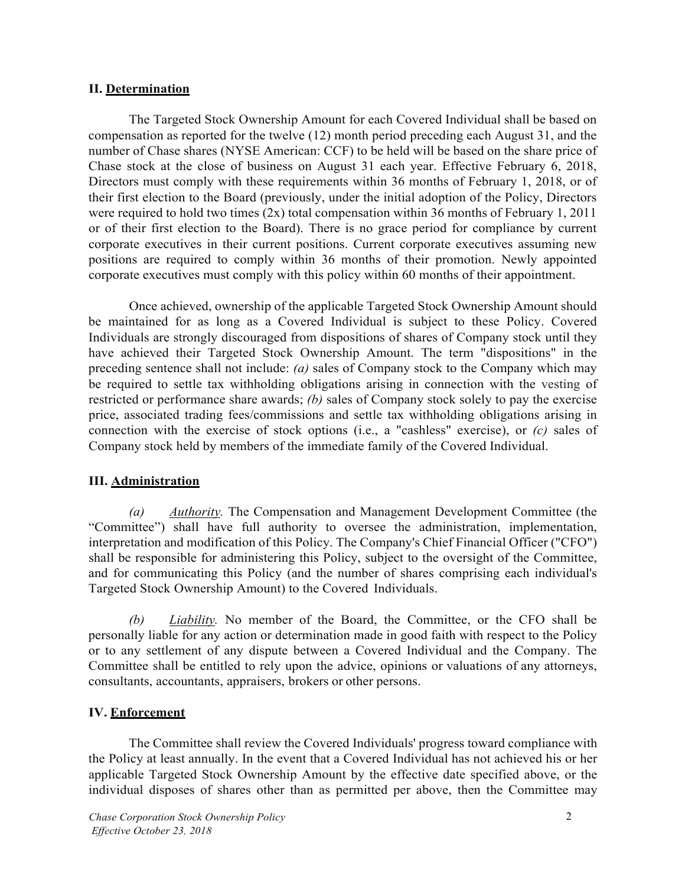## II. **Determination**

The Targeted Stock Ownership Amount for each Covered Individual shall be based on compensation as reported for the twelve (12) month period preceding each August 31, and the number of Chase shares (NYSE American: CCF) to be held will be based on the share price of Chase stock at the close of business on August 31 each year. Effective February 6, 2018, Directors must comply with these requirements within 36 months of February 1, 2018, or of their first election to the Board (previously, under the initial adoption of the Policy, Directors were required to hold two times (2x) total compensation within 36 months of February 1, 2011 or of their first election to the Board). There is no grace period for compliance by current corporate executives in their current positions. Current corporate executives assuming new positions are required to comply within 36 months of their promotion. Newly appointed corporate executives must comply with this policy within 60 months of their appointment.

Once achieved, ownership of the applicable Targeted Stock Ownership Amount should be maintained for as long as a Covered Individual is subject to these Policy. Covered Individuals are strongly discouraged from dispositions of shares of Company stock until they have achieved their Targeted Stock Ownership Amount. The term "dispositions" in the preceding sentence shall not include: *(a)* sales of Company stock to the Company which may be required to settle tax withholding obligations arising in connection with the vesting of restricted or performance share awards; *(b)* sales of Company stock solely to pay the exercise price, associated trading fees/commissions and settle tax withholding obligations arising in connection with the exercise of stock options (i.e., a "cashless" exercise), or *(c)* sales of Company stock held by members of the immediate family of the Covered Individual.

## III. **Administration**

*(a)* *Authority.* The Compensation and Management Development Committee (the "Committee") shall have full authority to oversee the administration, implementation, interpretation and modification of this Policy. The Company's Chief Financial Officer ("CFO") shall be responsible for administering this Policy, subject to the oversight of the Committee, and for communicating this Policy (and the number of shares comprising each individual's Targeted Stock Ownership Amount) to the Covered Individuals.

*(b)* *Liability.* No member of the Board, the Committee, or the CFO shall be personally liable for any action or determination made in good faith with respect to the Policy or to any settlement of any dispute between a Covered Individual and the Company. The Committee shall be entitled to rely upon the advice, opinions or valuations of any attorneys, consultants, accountants, appraisers, brokers or other persons.

## IV. **Enforcement**

The Committee shall review the Covered Individuals' progress toward compliance with the Policy at least annually. In the event that a Covered Individual has not achieved his or her applicable Targeted Stock Ownership Amount by the effective date specified above, or the individual disposes of shares other than as permitted per above, then the Committee may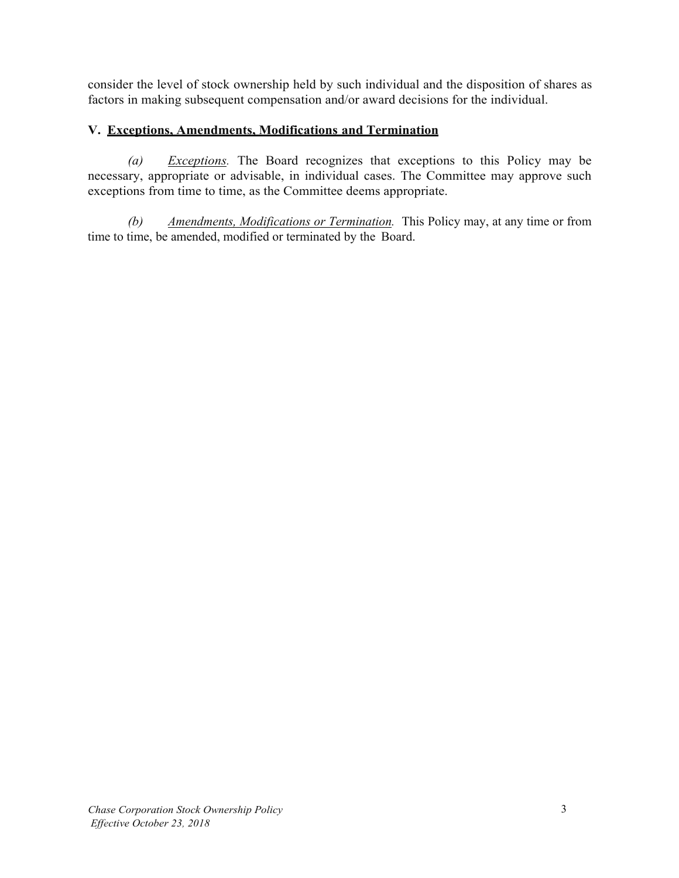consider the level of stock ownership held by such individual and the disposition of shares as factors in making subsequent compensation and/or award decisions for the individual.

## V. Exceptions, Amendments, Modifications and Termination

*(a)* *Exceptions.* The Board recognizes that exceptions to this Policy may be necessary, appropriate or advisable, in individual cases. The Committee may approve such exceptions from time to time, as the Committee deems appropriate.

*(b)* *Amendments, Modifications or Termination.* This Policy may, at any time or from time to time, be amended, modified or terminated by the Board.